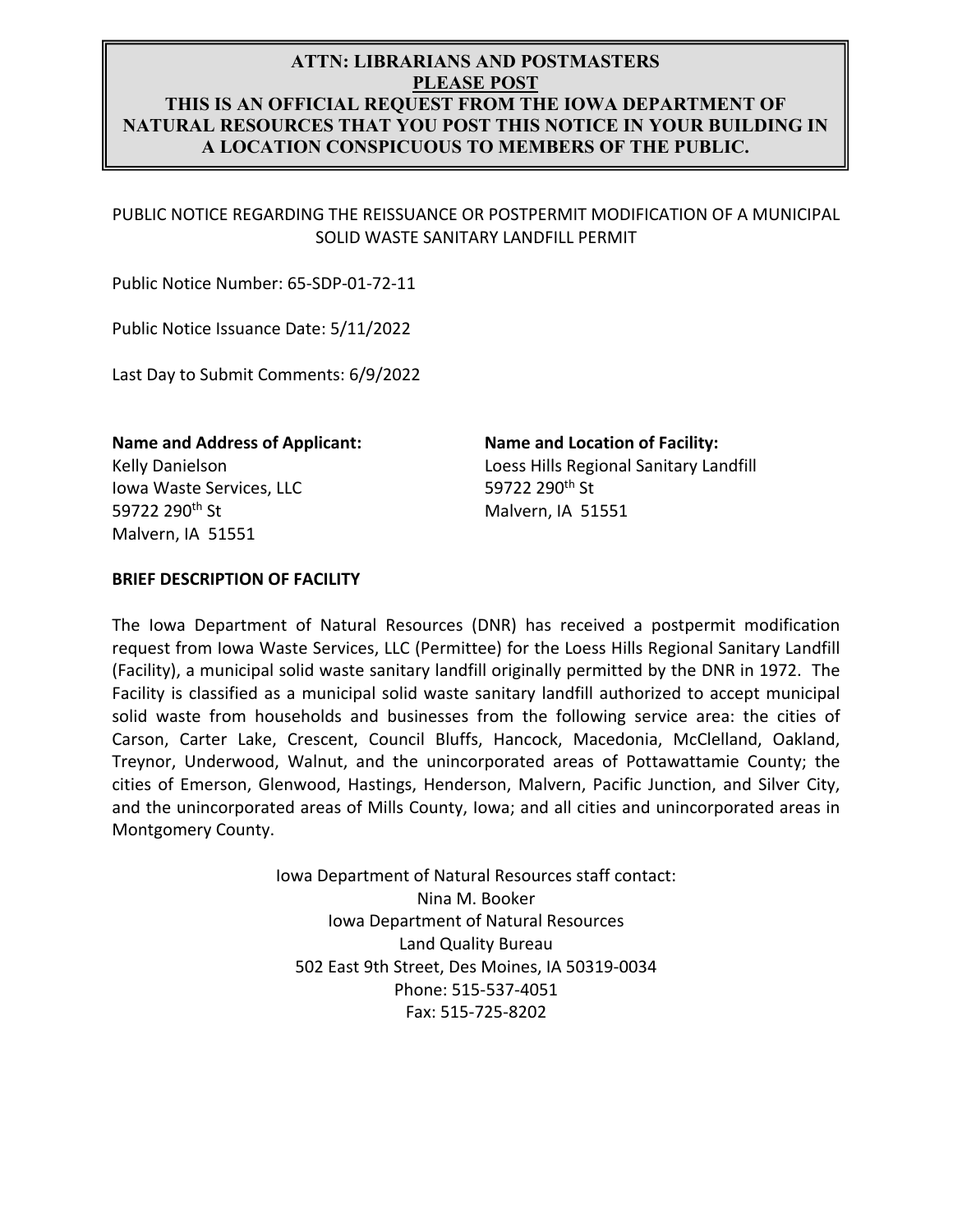**ATTN: LIBRARIANS AND POSTMASTERS**
**PLEASE POST**
**THIS IS AN OFFICIAL REQUEST FROM THE IOWA DEPARTMENT OF NATURAL RESOURCES THAT YOU POST THIS NOTICE IN YOUR BUILDING IN A LOCATION CONSPICUOUS TO MEMBERS OF THE PUBLIC.**

PUBLIC NOTICE REGARDING THE REISSUANCE OR POSTPERMIT MODIFICATION OF A MUNICIPAL SOLID WASTE SANITARY LANDFILL PERMIT

Public Notice Number: 65-SDP-01-72-11

Public Notice Issuance Date: 5/11/2022

Last Day to Submit Comments: 6/9/2022

**Name and Address of Applicant:**
Kelly Danielson
Iowa Waste Services, LLC
59722 290th St
Malvern, IA 51551

**Name and Location of Facility:**
Loess Hills Regional Sanitary Landfill
59722 290th St
Malvern, IA 51551

**BRIEF DESCRIPTION OF FACILITY**

The Iowa Department of Natural Resources (DNR) has received a postpermit modification request from Iowa Waste Services, LLC (Permittee) for the Loess Hills Regional Sanitary Landfill (Facility), a municipal solid waste sanitary landfill originally permitted by the DNR in 1972. The Facility is classified as a municipal solid waste sanitary landfill authorized to accept municipal solid waste from households and businesses from the following service area: the cities of Carson, Carter Lake, Crescent, Council Bluffs, Hancock, Macedonia, McClelland, Oakland, Treynor, Underwood, Walnut, and the unincorporated areas of Pottawattamie County; the cities of Emerson, Glenwood, Hastings, Henderson, Malvern, Pacific Junction, and Silver City, and the unincorporated areas of Mills County, Iowa; and all cities and unincorporated areas in Montgomery County.

Iowa Department of Natural Resources staff contact:
Nina M. Booker
Iowa Department of Natural Resources
Land Quality Bureau
502 East 9th Street, Des Moines, IA 50319-0034
Phone: 515-537-4051
Fax: 515-725-8202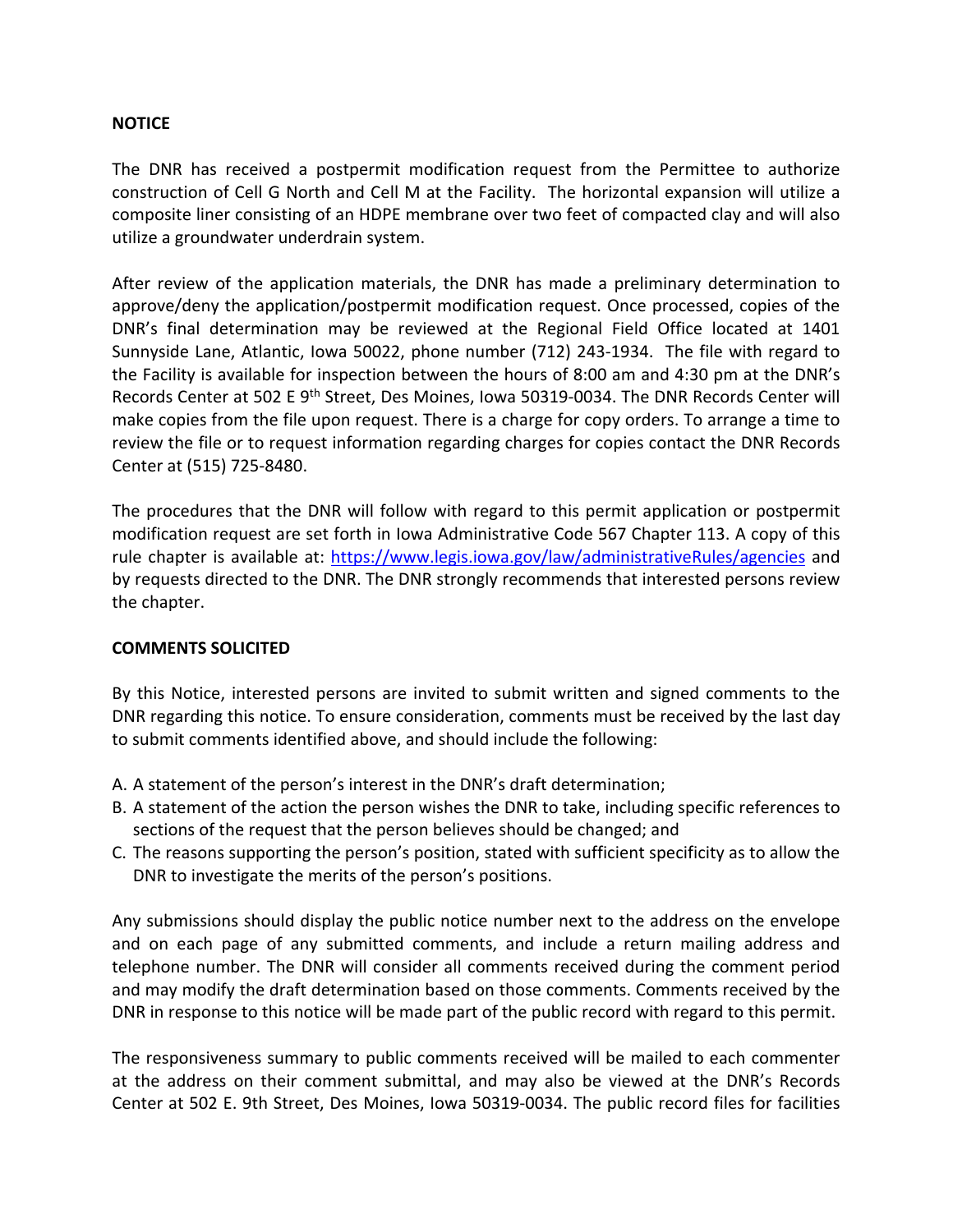**NOTICE**

The DNR has received a postpermit modification request from the Permittee to authorize construction of Cell G North and Cell M at the Facility. The horizontal expansion will utilize a composite liner consisting of an HDPE membrane over two feet of compacted clay and will also utilize a groundwater underdrain system.

After review of the application materials, the DNR has made a preliminary determination to approve/deny the application/postpermit modification request. Once processed, copies of the DNR's final determination may be reviewed at the Regional Field Office located at 1401 Sunnyside Lane, Atlantic, Iowa 50022, phone number (712) 243-1934. The file with regard to the Facility is available for inspection between the hours of 8:00 am and 4:30 pm at the DNR's Records Center at 502 E 9th Street, Des Moines, Iowa 50319-0034. The DNR Records Center will make copies from the file upon request. There is a charge for copy orders. To arrange a time to review the file or to request information regarding charges for copies contact the DNR Records Center at (515) 725-8480.

The procedures that the DNR will follow with regard to this permit application or postpermit modification request are set forth in Iowa Administrative Code 567 Chapter 113. A copy of this rule chapter is available at: https://www.legis.iowa.gov/law/administrativeRules/agencies and by requests directed to the DNR. The DNR strongly recommends that interested persons review the chapter.

**COMMENTS SOLICITED**

By this Notice, interested persons are invited to submit written and signed comments to the DNR regarding this notice. To ensure consideration, comments must be received by the last day to submit comments identified above, and should include the following:

A. A statement of the person's interest in the DNR's draft determination;
B. A statement of the action the person wishes the DNR to take, including specific references to sections of the request that the person believes should be changed; and
C. The reasons supporting the person's position, stated with sufficient specificity as to allow the DNR to investigate the merits of the person's positions.

Any submissions should display the public notice number next to the address on the envelope and on each page of any submitted comments, and include a return mailing address and telephone number. The DNR will consider all comments received during the comment period and may modify the draft determination based on those comments. Comments received by the DNR in response to this notice will be made part of the public record with regard to this permit.

The responsiveness summary to public comments received will be mailed to each commenter at the address on their comment submittal, and may also be viewed at the DNR's Records Center at 502 E. 9th Street, Des Moines, Iowa 50319-0034. The public record files for facilities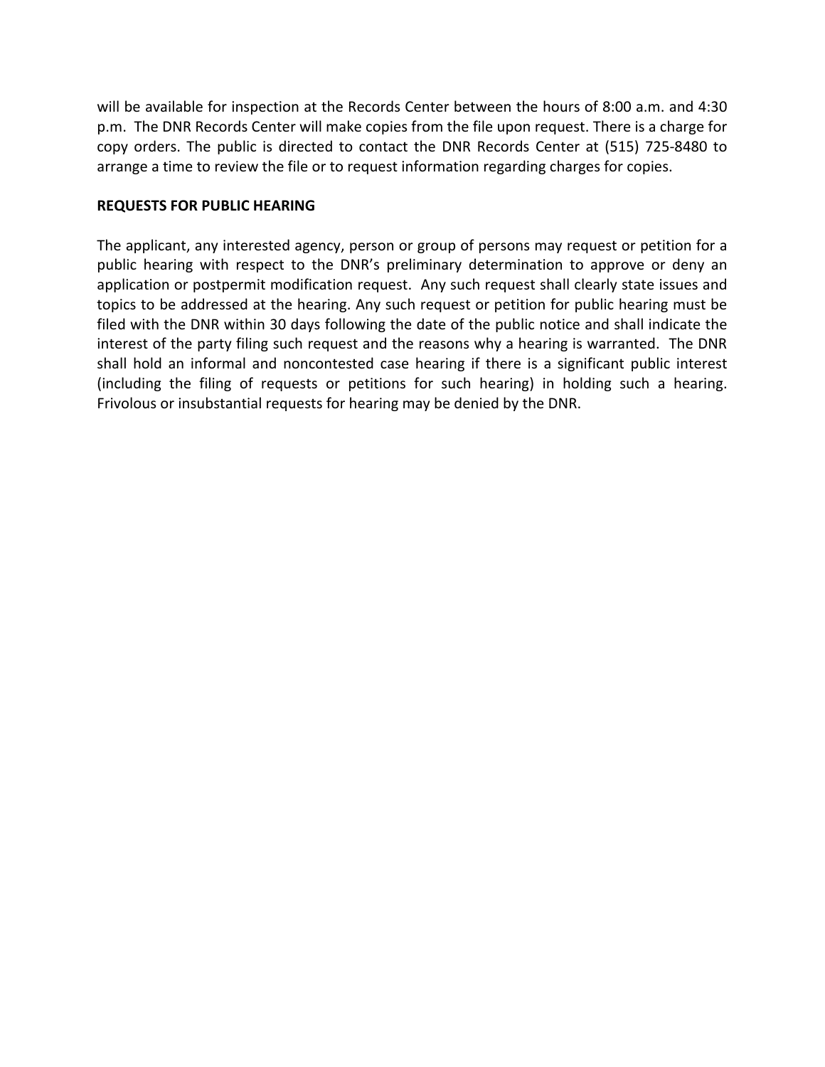will be available for inspection at the Records Center between the hours of 8:00 a.m. and 4:30 p.m. The DNR Records Center will make copies from the file upon request. There is a charge for copy orders. The public is directed to contact the DNR Records Center at (515) 725-8480 to arrange a time to review the file or to request information regarding charges for copies.

**REQUESTS FOR PUBLIC HEARING**

The applicant, any interested agency, person or group of persons may request or petition for a public hearing with respect to the DNR's preliminary determination to approve or deny an application or postpermit modification request. Any such request shall clearly state issues and topics to be addressed at the hearing. Any such request or petition for public hearing must be filed with the DNR within 30 days following the date of the public notice and shall indicate the interest of the party filing such request and the reasons why a hearing is warranted. The DNR shall hold an informal and noncontested case hearing if there is a significant public interest (including the filing of requests or petitions for such hearing) in holding such a hearing. Frivolous or insubstantial requests for hearing may be denied by the DNR.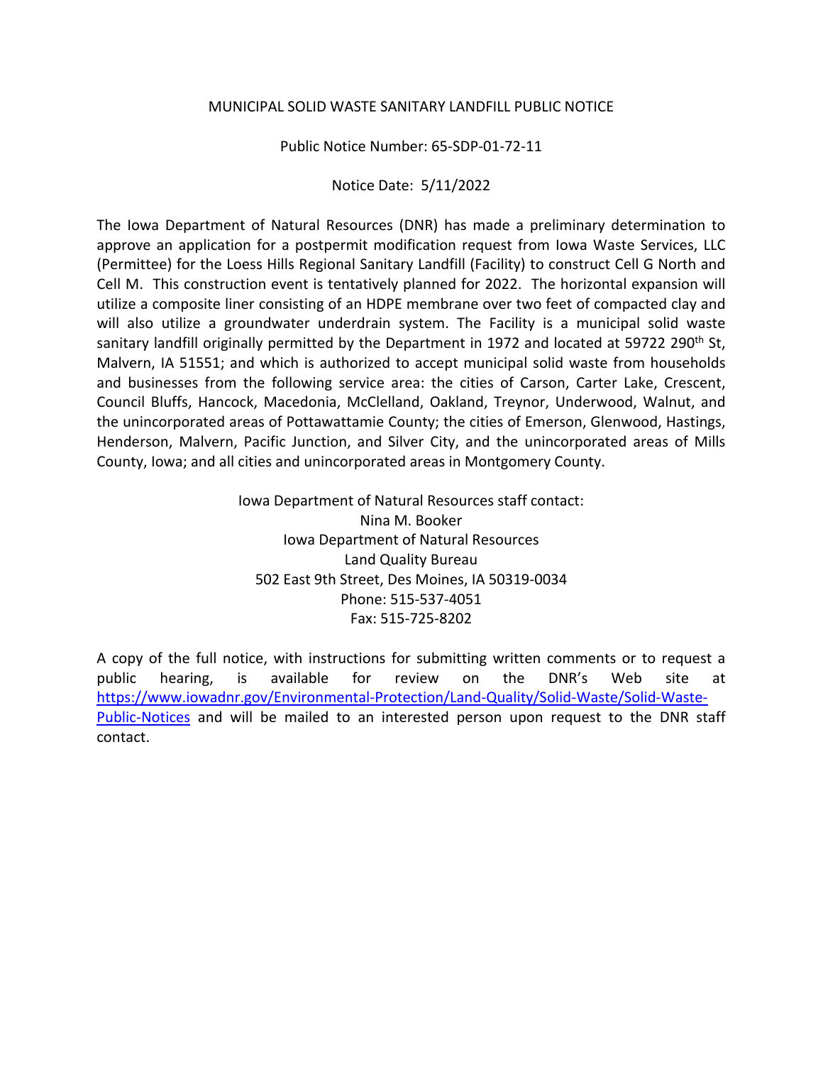MUNICIPAL SOLID WASTE SANITARY LANDFILL PUBLIC NOTICE

Public Notice Number: 65-SDP-01-72-11

Notice Date: 5/11/2022

The Iowa Department of Natural Resources (DNR) has made a preliminary determination to approve an application for a postpermit modification request from Iowa Waste Services, LLC (Permittee) for the Loess Hills Regional Sanitary Landfill (Facility) to construct Cell G North and Cell M. This construction event is tentatively planned for 2022. The horizontal expansion will utilize a composite liner consisting of an HDPE membrane over two feet of compacted clay and will also utilize a groundwater underdrain system. The Facility is a municipal solid waste sanitary landfill originally permitted by the Department in 1972 and located at 59722 290th St, Malvern, IA 51551; and which is authorized to accept municipal solid waste from households and businesses from the following service area: the cities of Carson, Carter Lake, Crescent, Council Bluffs, Hancock, Macedonia, McClelland, Oakland, Treynor, Underwood, Walnut, and the unincorporated areas of Pottawattamie County; the cities of Emerson, Glenwood, Hastings, Henderson, Malvern, Pacific Junction, and Silver City, and the unincorporated areas of Mills County, Iowa; and all cities and unincorporated areas in Montgomery County.

Iowa Department of Natural Resources staff contact:
Nina M. Booker
Iowa Department of Natural Resources
Land Quality Bureau
502 East 9th Street, Des Moines, IA 50319-0034
Phone: 515-537-4051
Fax: 515-725-8202

A copy of the full notice, with instructions for submitting written comments or to request a public hearing, is available for review on the DNR's Web site at https://www.iowadnr.gov/Environmental-Protection/Land-Quality/Solid-Waste/Solid-Waste-Public-Notices and will be mailed to an interested person upon request to the DNR staff contact.